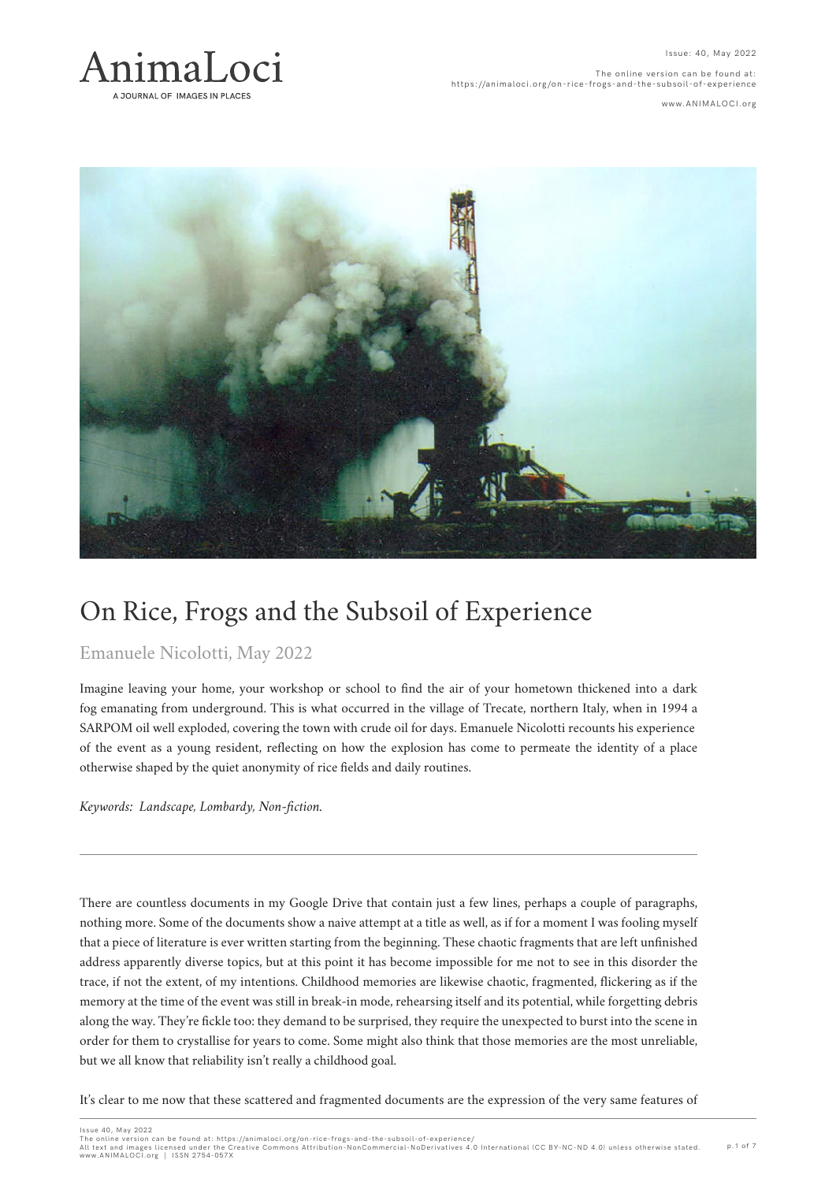# On Rice, Frogs and the Subsoil of Experience

Emanuele Nicolotti, May 2022

Imagine leaving your home, your workshop or school to find the air of your hometown thickened into a dark fog emanating from underground. This is what occurred in the village of Trecate, northern Italy, when in 1994 a SARPOM oil well exploded, covering the town with crude oil for days. Emanuele Nicolotti recounts his experience of the event as a young resident, reflecting on how the explosion has come to permeate the identity of a place otherwise shaped by the quiet anonymity of rice fields and daily routines.

*Keywords: Landscape, Lombardy, Non-fiction.*

---

There are countless documents in my Google Drive that contain just a few lines, perhaps a couple of paragraphs, nothing more. Some of the documents show a naive attempt at a title as well, as if for a moment I was fooling myself that a piece of literature is ever written starting from the beginning. These chaotic fragments that are left unfinished address apparently diverse topics, but at this point it has become impossible for me not to see in this disorder the trace, if not the extent, of my intentions. Childhood memories are likewise chaotic, fragmented, flickering as if the memory at the time of the event was still in break-in mode, rehearsing itself and its potential, while forgetting debris along the way. They're fickle too: they demand to be surprised, they require the unexpected to burst into the scene in order for them to crystallise for years to come. Some might also think that those memories are the most unreliable, but we all know that reliability isn't really a childhood goal.

It's clear to me now that these scattered and fragmented documents are the expression of the very same features of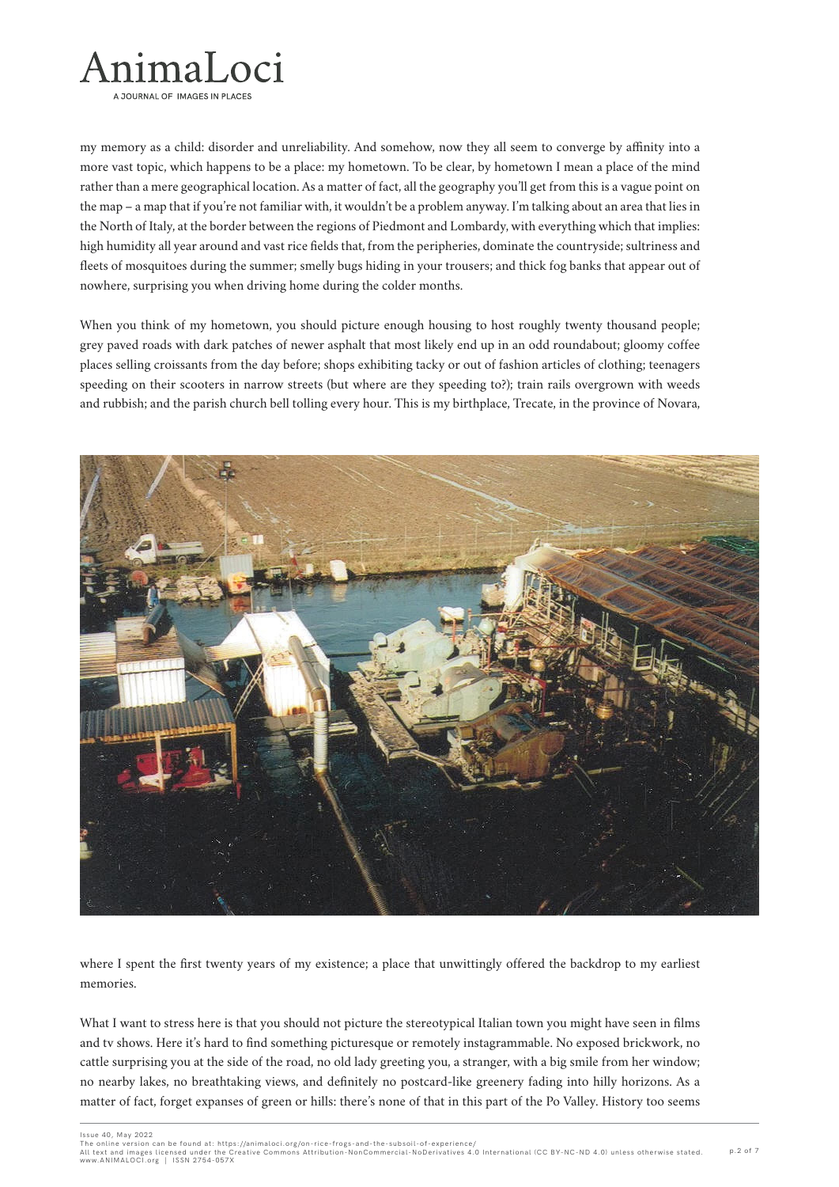my memory as a child: disorder and unreliability. And somehow, now they all seem to converge by affinity into a more vast topic, which happens to be a place: my hometown. To be clear, by hometown I mean a place of the mind rather than a mere geographical location. As a matter of fact, all the geography you'll get from this is a vague point on the map – a map that if you're not familiar with, it wouldn't be a problem anyway. I'm talking about an area that lies in the North of Italy, at the border between the regions of Piedmont and Lombardy, with everything which that implies: high humidity all year around and vast rice fields that, from the peripheries, dominate the countryside; sultriness and fleets of mosquitoes during the summer; smelly bugs hiding in your trousers; and thick fog banks that appear out of nowhere, surprising you when driving home during the colder months.

When you think of my hometown, you should picture enough housing to host roughly twenty thousand people; grey paved roads with dark patches of newer asphalt that most likely end up in an odd roundabout; gloomy coffee places selling croissants from the day before; shops exhibiting tacky or out of fashion articles of clothing; teenagers speeding on their scooters in narrow streets (but where are they speeding to?); train rails overgrown with weeds and rubbish; and the parish church bell tolling every hour. This is my birthplace, Trecate, in the province of Novara, where I spent the first twenty years of my existence; a place that unwittingly offered the backdrop to my earliest memories.

What I want to stress here is that you should not picture the stereotypical Italian town you might have seen in films and tv shows. Here it's hard to find something picturesque or remotely instagrammable. No exposed brickwork, no cattle surprising you at the side of the road, no old lady greeting you, a stranger, with a big smile from her window; no nearby lakes, no breathtaking views, and definitely no postcard-like greenery fading into hilly horizons. As a matter of fact, forget expanses of green or hills: there's none of that in this part of the Po Valley. History too seems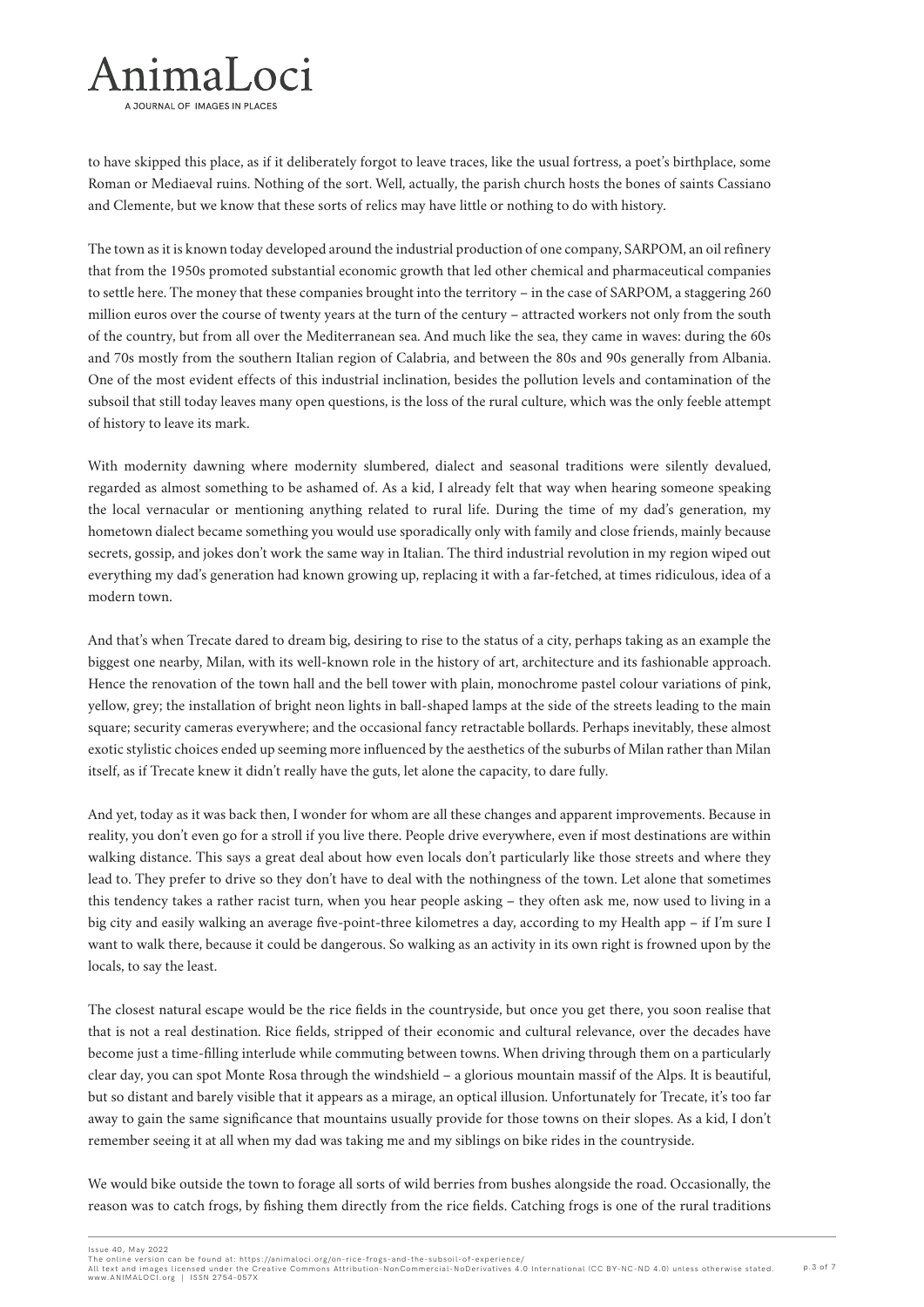to have skipped this place, as if it deliberately forgot to leave traces, like the usual fortress, a poet's birthplace, some Roman or Mediaeval ruins. Nothing of the sort. Well, actually, the parish church hosts the bones of saints Cassiano and Clemente, but we know that these sorts of relics may have little or nothing to do with history.

The town as it is known today developed around the industrial production of one company, SARPOM, an oil refinery that from the 1950s promoted substantial economic growth that led other chemical and pharmaceutical companies to settle here. The money that these companies brought into the territory – in the case of SARPOM, a staggering 260 million euros over the course of twenty years at the turn of the century – attracted workers not only from the south of the country, but from all over the Mediterranean sea. And much like the sea, they came in waves: during the 60s and 70s mostly from the southern Italian region of Calabria, and between the 80s and 90s generally from Albania. One of the most evident effects of this industrial inclination, besides the pollution levels and contamination of the subsoil that still today leaves many open questions, is the loss of the rural culture, which was the only feeble attempt of history to leave its mark.

With modernity dawning where modernity slumbered, dialect and seasonal traditions were silently devalued, regarded as almost something to be ashamed of. As a kid, I already felt that way when hearing someone speaking the local vernacular or mentioning anything related to rural life. During the time of my dad's generation, my hometown dialect became something you would use sporadically only with family and close friends, mainly because secrets, gossip, and jokes don't work the same way in Italian. The third industrial revolution in my region wiped out everything my dad's generation had known growing up, replacing it with a far-fetched, at times ridiculous, idea of a modern town.

And that's when Trecate dared to dream big, desiring to rise to the status of a city, perhaps taking as an example the biggest one nearby, Milan, with its well-known role in the history of art, architecture and its fashionable approach. Hence the renovation of the town hall and the bell tower with plain, monochrome pastel colour variations of pink, yellow, grey; the installation of bright neon lights in ball-shaped lamps at the side of the streets leading to the main square; security cameras everywhere; and the occasional fancy retractable bollards. Perhaps inevitably, these almost exotic stylistic choices ended up seeming more influenced by the aesthetics of the suburbs of Milan rather than Milan itself, as if Trecate knew it didn't really have the guts, let alone the capacity, to dare fully.

And yet, today as it was back then, I wonder for whom are all these changes and apparent improvements. Because in reality, you don't even go for a stroll if you live there. People drive everywhere, even if most destinations are within walking distance. This says a great deal about how even locals don't particularly like those streets and where they lead to. They prefer to drive so they don't have to deal with the nothingness of the town. Let alone that sometimes this tendency takes a rather racist turn, when you hear people asking – they often ask me, now used to living in a big city and easily walking an average five-point-three kilometres a day, according to my Health app – if I'm sure I want to walk there, because it could be dangerous. So walking as an activity in its own right is frowned upon by the locals, to say the least.

The closest natural escape would be the rice fields in the countryside, but once you get there, you soon realise that that is not a real destination. Rice fields, stripped of their economic and cultural relevance, over the decades have become just a time-filling interlude while commuting between towns. When driving through them on a particularly clear day, you can spot Monte Rosa through the windshield – a glorious mountain massif of the Alps. It is beautiful, but so distant and barely visible that it appears as a mirage, an optical illusion. Unfortunately for Trecate, it's too far away to gain the same significance that mountains usually provide for those towns on their slopes. As a kid, I don't remember seeing it at all when my dad was taking me and my siblings on bike rides in the countryside.

We would bike outside the town to forage all sorts of wild berries from bushes alongside the road. Occasionally, the reason was to catch frogs, by fishing them directly from the rice fields. Catching frogs is one of the rural traditions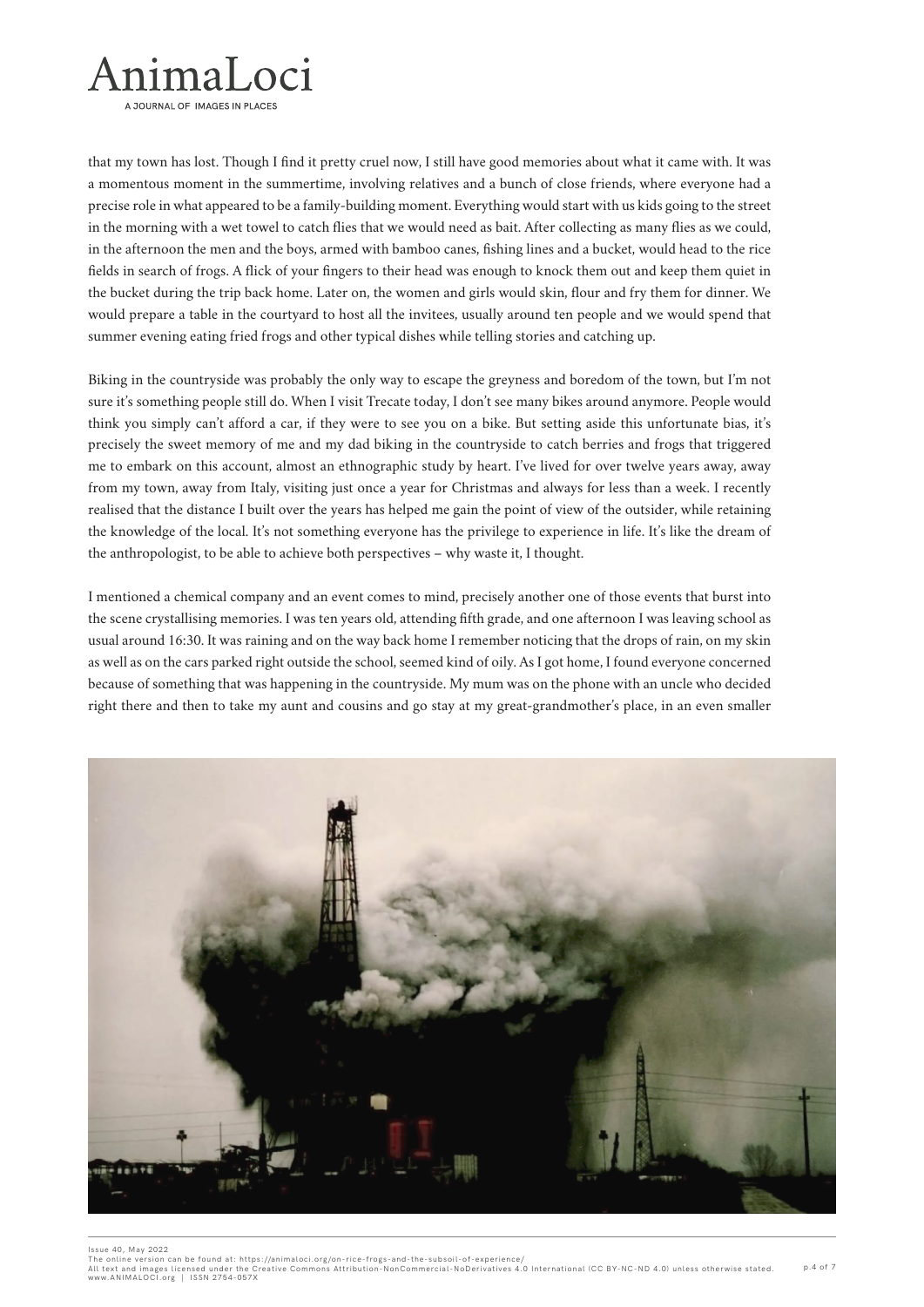that my town has lost. Though I find it pretty cruel now, I still have good memories about what it came with. It was a momentous moment in the summertime, involving relatives and a bunch of close friends, where everyone had a precise role in what appeared to be a family-building moment. Everything would start with us kids going to the street in the morning with a wet towel to catch flies that we would need as bait. After collecting as many flies as we could, in the afternoon the men and the boys, armed with bamboo canes, fishing lines and a bucket, would head to the rice fields in search of frogs. A flick of your fingers to their head was enough to knock them out and keep them quiet in the bucket during the trip back home. Later on, the women and girls would skin, flour and fry them for dinner. We would prepare a table in the courtyard to host all the invitees, usually around ten people and we would spend that summer evening eating fried frogs and other typical dishes while telling stories and catching up.

Biking in the countryside was probably the only way to escape the greyness and boredom of the town, but I'm not sure it's something people still do. When I visit Trecate today, I don't see many bikes around anymore. People would think you simply can't afford a car, if they were to see you on a bike. But setting aside this unfortunate bias, it's precisely the sweet memory of me and my dad biking in the countryside to catch berries and frogs that triggered me to embark on this account, almost an ethnographic study by heart. I've lived for over twelve years away, away from my town, away from Italy, visiting just once a year for Christmas and always for less than a week. I recently realised that the distance I built over the years has helped me gain the point of view of the outsider, while retaining the knowledge of the local. It's not something everyone has the privilege to experience in life. It's like the dream of the anthropologist, to be able to achieve both perspectives – why waste it, I thought.

I mentioned a chemical company and an event comes to mind, precisely another one of those events that burst into the scene crystallising memories. I was ten years old, attending fifth grade, and one afternoon I was leaving school as usual around 16:30. It was raining and on the way back home I remember noticing that the drops of rain, on my skin as well as on the cars parked right outside the school, seemed kind of oily. As I got home, I found everyone concerned because of something that was happening in the countryside. My mum was on the phone with an uncle who decided right there and then to take my aunt and cousins and go stay at my great-grandmother's place, in an even smaller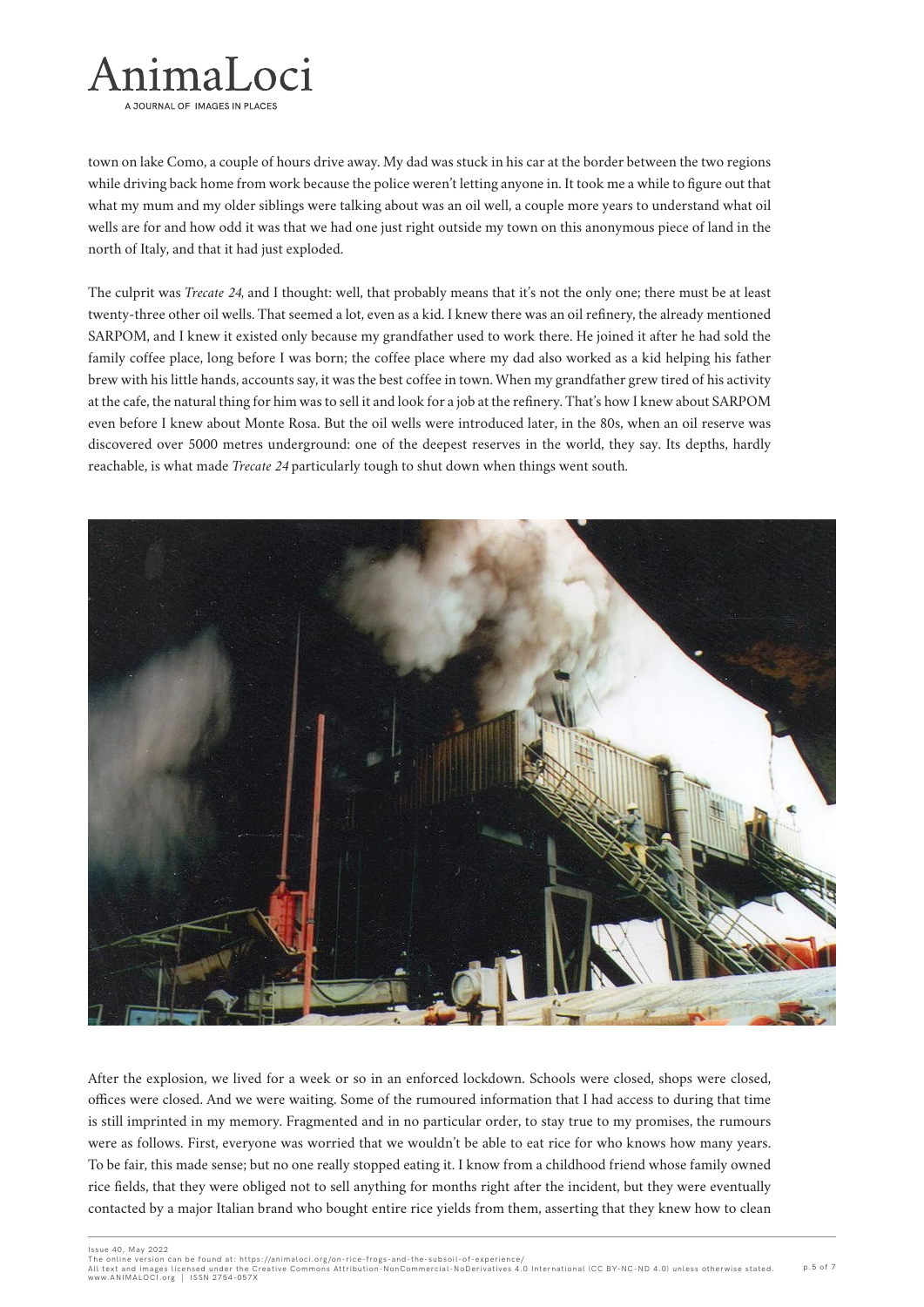town on lake Como, a couple of hours drive away. My dad was stuck in his car at the border between the two regions while driving back home from work because the police weren't letting anyone in. It took me a while to figure out that what my mum and my older siblings were talking about was an oil well, a couple more years to understand what oil wells are for and how odd it was that we had one just right outside my town on this anonymous piece of land in the north of Italy, and that it had just exploded.

The culprit was *Trecate 24*, and I thought: well, that probably means that it's not the only one; there must be at least twenty-three other oil wells. That seemed a lot, even as a kid. I knew there was an oil refinery, the already mentioned SARPOM, and I knew it existed only because my grandfather used to work there. He joined it after he had sold the family coffee place, long before I was born; the coffee place where my dad also worked as a kid helping his father brew with his little hands, accounts say, it was the best coffee in town. When my grandfather grew tired of his activity at the cafe, the natural thing for him was to sell it and look for a job at the refinery. That's how I knew about SARPOM even before I knew about Monte Rosa. But the oil wells were introduced later, in the 80s, when an oil reserve was discovered over 5000 metres underground: one of the deepest reserves in the world, they say. Its depths, hardly reachable, is what made *Trecate 24* particularly tough to shut down when things went south.

After the explosion, we lived for a week or so in an enforced lockdown. Schools were closed, shops were closed, offices were closed. And we were waiting. Some of the rumoured information that I had access to during that time is still imprinted in my memory. Fragmented and in no particular order, to stay true to my promises, the rumours were as follows. First, everyone was worried that we wouldn't be able to eat rice for who knows how many years. To be fair, this made sense; but no one really stopped eating it. I know from a childhood friend whose family owned rice fields, that they were obliged not to sell anything for months right after the incident, but they were eventually contacted by a major Italian brand who bought entire rice yields from them, asserting that they knew how to clean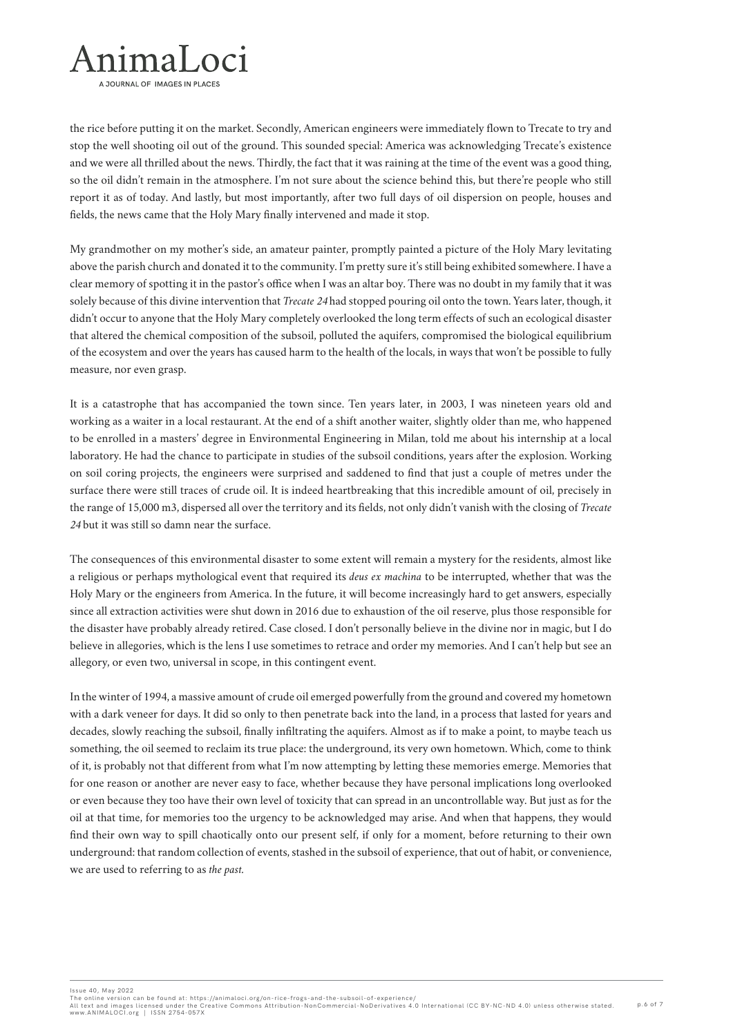the rice before putting it on the market. Secondly, American engineers were immediately flown to Trecate to try and stop the well shooting oil out of the ground. This sounded special: America was acknowledging Trecate's existence and we were all thrilled about the news. Thirdly, the fact that it was raining at the time of the event was a good thing, so the oil didn't remain in the atmosphere. I'm not sure about the science behind this, but there're people who still report it as of today. And lastly, but most importantly, after two full days of oil dispersion on people, houses and fields, the news came that the Holy Mary finally intervened and made it stop.

My grandmother on my mother's side, an amateur painter, promptly painted a picture of the Holy Mary levitating above the parish church and donated it to the community. I'm pretty sure it's still being exhibited somewhere. I have a clear memory of spotting it in the pastor's office when I was an altar boy. There was no doubt in my family that it was solely because of this divine intervention that *Trecate 24* had stopped pouring oil onto the town. Years later, though, it didn't occur to anyone that the Holy Mary completely overlooked the long term effects of such an ecological disaster that altered the chemical composition of the subsoil, polluted the aquifers, compromised the biological equilibrium of the ecosystem and over the years has caused harm to the health of the locals, in ways that won't be possible to fully measure, nor even grasp.

It is a catastrophe that has accompanied the town since. Ten years later, in 2003, I was nineteen years old and working as a waiter in a local restaurant. At the end of a shift another waiter, slightly older than me, who happened to be enrolled in a masters' degree in Environmental Engineering in Milan, told me about his internship at a local laboratory. He had the chance to participate in studies of the subsoil conditions, years after the explosion. Working on soil coring projects, the engineers were surprised and saddened to find that just a couple of metres under the surface there were still traces of crude oil. It is indeed heartbreaking that this incredible amount of oil, precisely in the range of 15,000 m3, dispersed all over the territory and its fields, not only didn't vanish with the closing of *Trecate 24* but it was still so damn near the surface.

The consequences of this environmental disaster to some extent will remain a mystery for the residents, almost like a religious or perhaps mythological event that required its *deus ex machina* to be interrupted, whether that was the Holy Mary or the engineers from America. In the future, it will become increasingly hard to get answers, especially since all extraction activities were shut down in 2016 due to exhaustion of the oil reserve, plus those responsible for the disaster have probably already retired. Case closed. I don't personally believe in the divine nor in magic, but I do believe in allegories, which is the lens I use sometimes to retrace and order my memories. And I can't help but see an allegory, or even two, universal in scope, in this contingent event.

In the winter of 1994, a massive amount of crude oil emerged powerfully from the ground and covered my hometown with a dark veneer for days. It did so only to then penetrate back into the land, in a process that lasted for years and decades, slowly reaching the subsoil, finally infiltrating the aquifers. Almost as if to make a point, to maybe teach us something, the oil seemed to reclaim its true place: the underground, its very own hometown. Which, come to think of it, is probably not that different from what I'm now attempting by letting these memories emerge. Memories that for one reason or another are never easy to face, whether because they have personal implications long overlooked or even because they too have their own level of toxicity that can spread in an uncontrollable way. But just as for the oil at that time, for memories too the urgency to be acknowledged may arise. And when that happens, they would find their own way to spill chaotically onto our present self, if only for a moment, before returning to their own underground: that random collection of events, stashed in the subsoil of experience, that out of habit, or convenience, we are used to referring to as *the past*.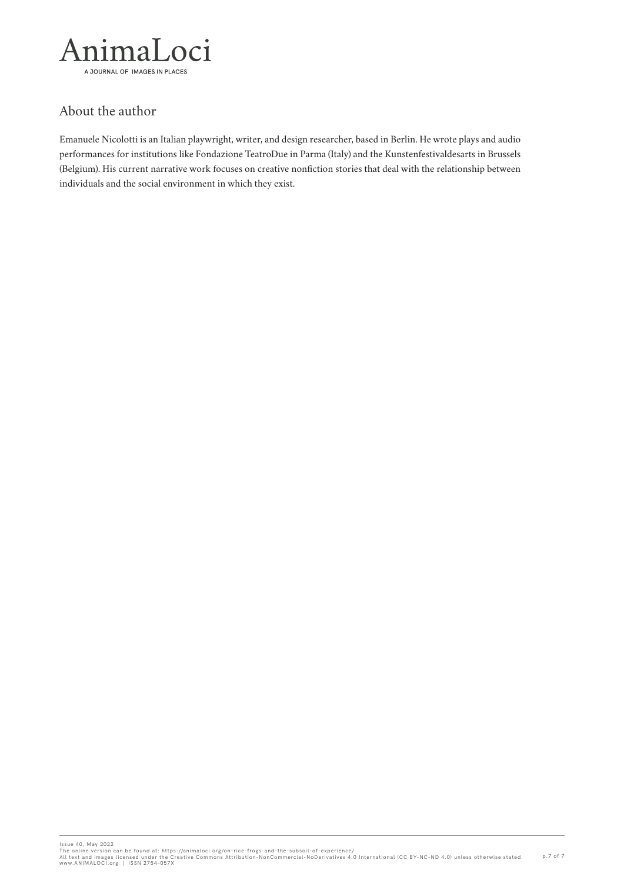## About the author

Emanuele Nicolotti is an Italian playwright, writer, and design researcher, based in Berlin. He wrote plays and audio performances for institutions like Fondazione TeatroDue in Parma (Italy) and the Kunstenfestivaldesarts in Brussels (Belgium). His current narrative work focuses on creative nonfiction stories that deal with the relationship between individuals and the social environment in which they exist.